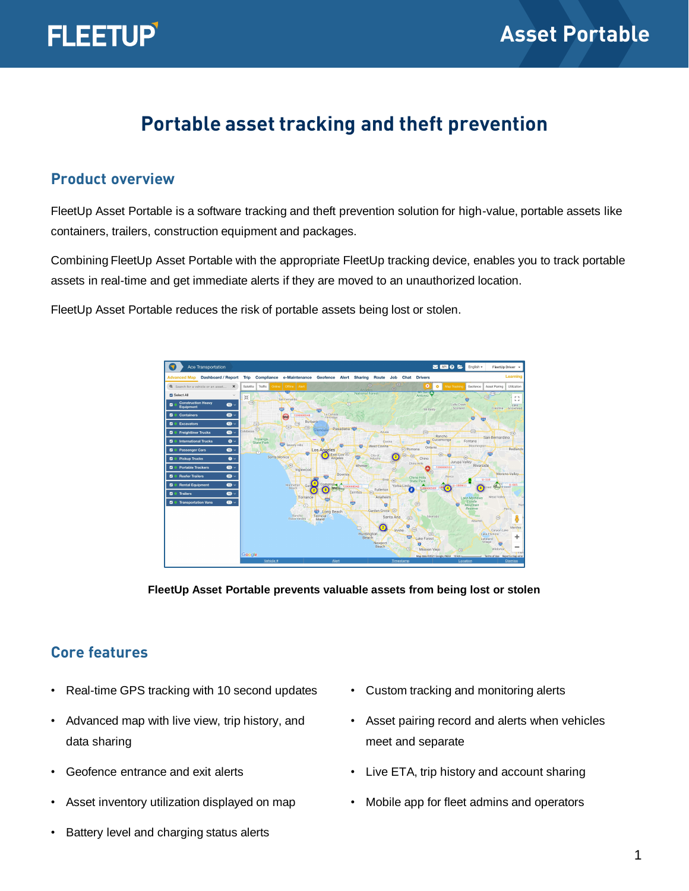# Portable asset tracking and theft prevention

## Product overview

FleetUp Asset Portable is a software tracking and theft prevention solution for high-value, portable assets like containers, trailers, construction equipment and packages.

Combining FleetUp Asset Portable with the appropriate FleetUp tracking device, enables you to track portable assets in real-time and get immediate alerts if they are moved to an unauthorized location.

FleetUp Asset Portable reduces the risk of portable assets being lost or stolen.

**FleetUp Asset Portable prevents valuable assets from being lost or stolen**

## Core features

- Real-time GPS tracking with 10 second updates
- Advanced map with live view, trip history, and data sharing
- Geofence entrance and exit alerts
- Asset inventory utilization displayed on map
- Battery level and charging status alerts
- Custom tracking and monitoring alerts
- Asset pairing record and alerts when vehicles meet and separate
- Live ETA, trip history and account sharing
- Mobile app for fleet admins and operators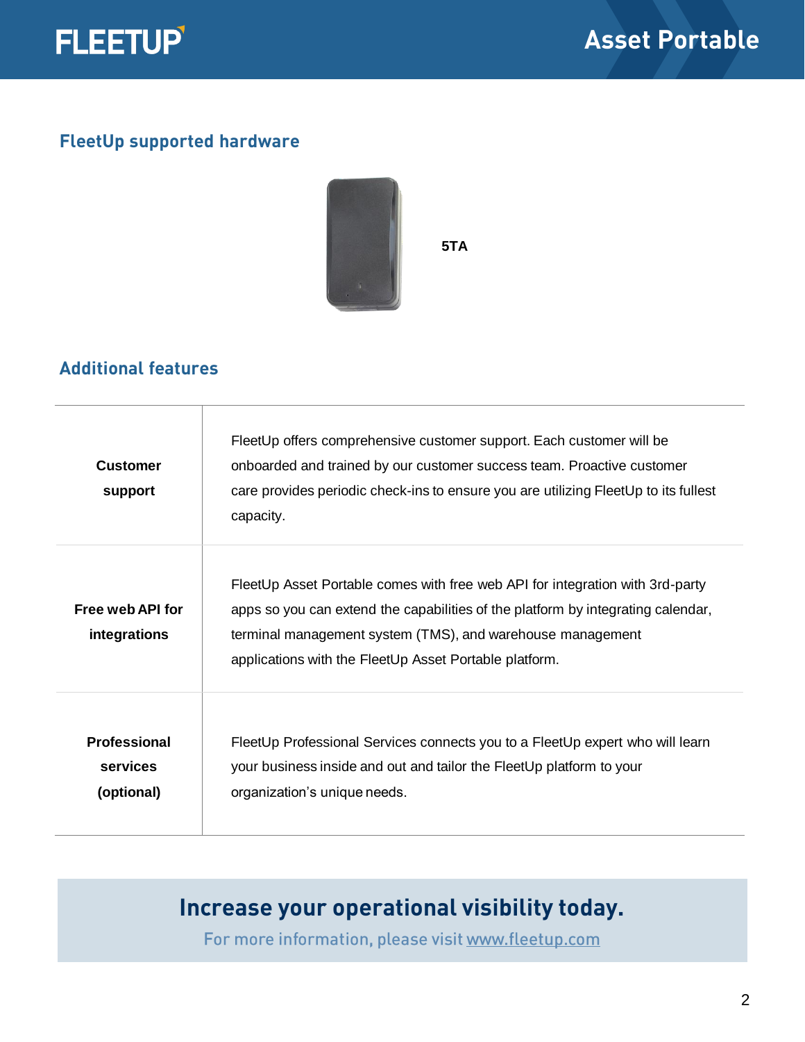## FleetUp supported hardware

5TA

## Additional features

| | |
|---|---|
| **Customer support** | FleetUp offers comprehensive customer support. Each customer will be onboarded and trained by our customer success team. Proactive customer care provides periodic check-ins to ensure you are utilizing FleetUp to its fullest capacity. |
| **Free web API for integrations** | FleetUp Asset Portable comes with free web API for integration with 3rd-party apps so you can extend the capabilities of the platform by integrating calendar, terminal management system (TMS), and warehouse management applications with the FleetUp Asset Portable platform. |
| **Professional services (optional)** | FleetUp Professional Services connects you to a FleetUp expert who will learn your business inside and out and tailor the FleetUp platform to your organization's unique needs. |

## Increase your operational visibility today.

For more information, please visit www.fleetup.com